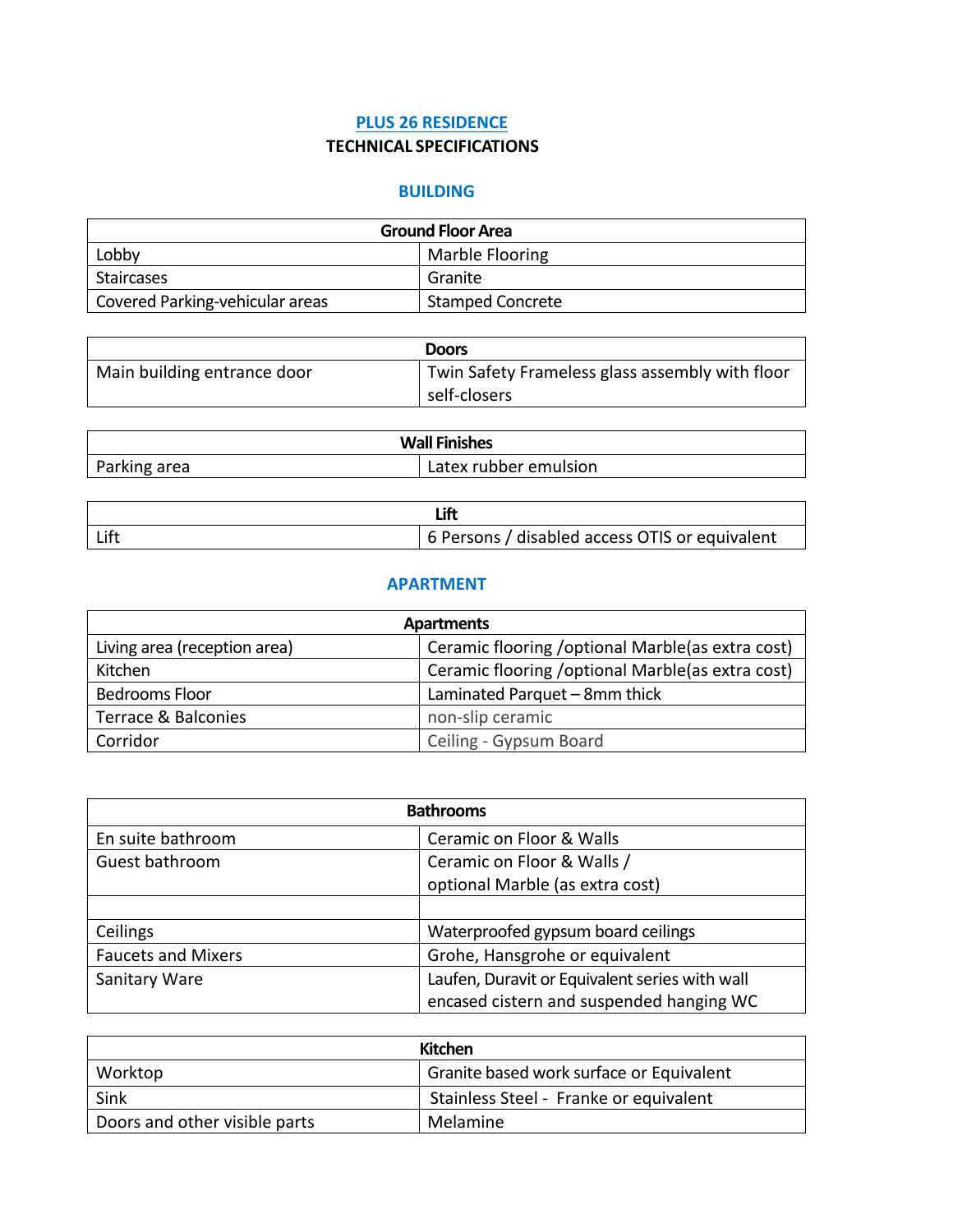# PLUS 26 RESIDENCE

## TECHNICAL SPECIFICATIONS

## BUILDING

| Ground Floor Area | |
|---|---|
| Lobby | Marble Flooring |
| Staircases | Granite |
| Covered Parking-vehicular areas | Stamped Concrete |

| Doors | |
|---|---|
| Main building entrance door | Twin Safety Frameless glass assembly with floor self-closers |

| Wall Finishes | |
|---|---|
| Parking area | Latex rubber emulsion |

| Lift | |
|---|---|
| Lift | 6 Persons / disabled access OTIS or equivalent |

## APARTMENT

| Apartments | |
|---|---|
| Living area (reception area) | Ceramic flooring /optional Marble(as extra cost) |
| Kitchen | Ceramic flooring /optional Marble(as extra cost) |
| Bedrooms Floor | Laminated Parquet – 8mm thick |
| Terrace & Balconies | non-slip ceramic |
| Corridor | Ceiling - Gypsum Board |

| Bathrooms | |
|---|---|
| En suite bathroom | Ceramic on Floor & Walls |
| Guest bathroom | Ceramic on Floor & Walls / optional Marble (as extra cost) |
| | |
| Ceilings | Waterproofed gypsum board ceilings |
| Faucets and Mixers | Grohe, Hansgrohe or equivalent |
| Sanitary Ware | Laufen, Duravit or Equivalent series with wall encased cistern and suspended hanging WC |

| Kitchen | |
|---|---|
| Worktop | Granite based work surface or Equivalent |
| Sink | Stainless Steel - Franke or equivalent |
| Doors and other visible parts | Melamine |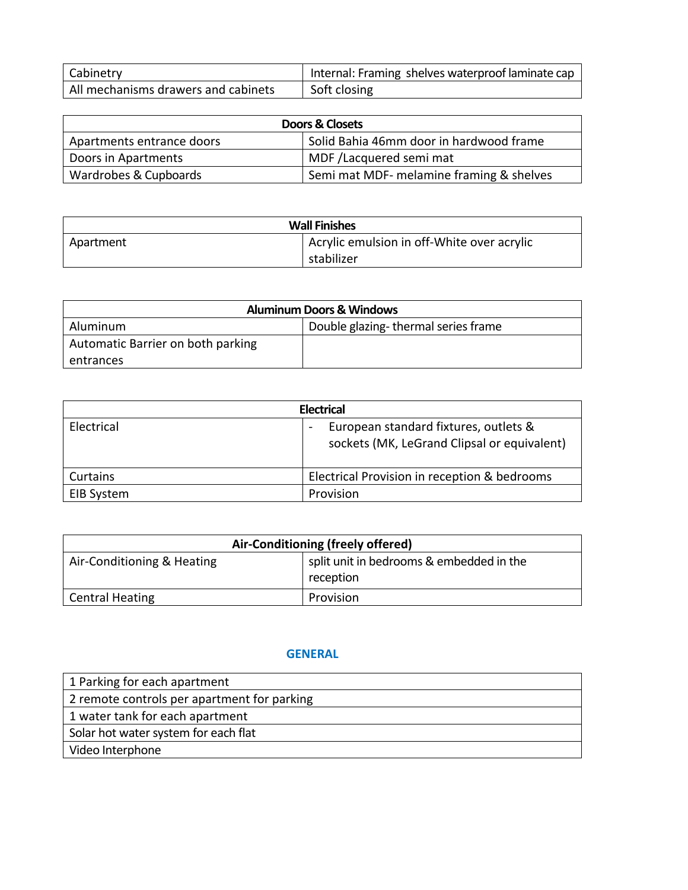| | |
|---|---|
| Cabinetry | Internal: Framing  shelves waterproof laminate cap |
| All mechanisms drawers and cabinets | Soft closing |

| **Doors & Closets** | |
|---|---|
| Apartments entrance doors | Solid Bahia 46mm door in hardwood frame |
| Doors in Apartments | MDF /Lacquered semi mat |
| Wardrobes & Cupboards | Semi mat MDF- melamine framing & shelves |

| **Wall Finishes** | |
|---|---|
| Apartment | Acrylic emulsion in off-White over acrylic stabilizer |

| **Aluminum Doors & Windows** | |
|---|---|
| Aluminum | Double glazing- thermal series frame |
| Automatic Barrier on both parking entrances | |

| **Electrical** | |
|---|---|
| Electrical | - European standard fixtures, outlets & sockets (MK, LeGrand Clipsal or equivalent) |
| Curtains | Electrical Provision in reception & bedrooms |
| EIB System | Provision |

| **Air-Conditioning (freely offered)** | |
|---|---|
| Air-Conditioning & Heating | split unit in bedrooms & embedded in the reception |
| Central Heating | Provision |

## GENERAL

| |
|---|
| 1 Parking for each apartment |
| 2 remote controls per apartment for parking |
| 1 water tank for each apartment |
| Solar hot water system for each flat |
| Video Interphone |